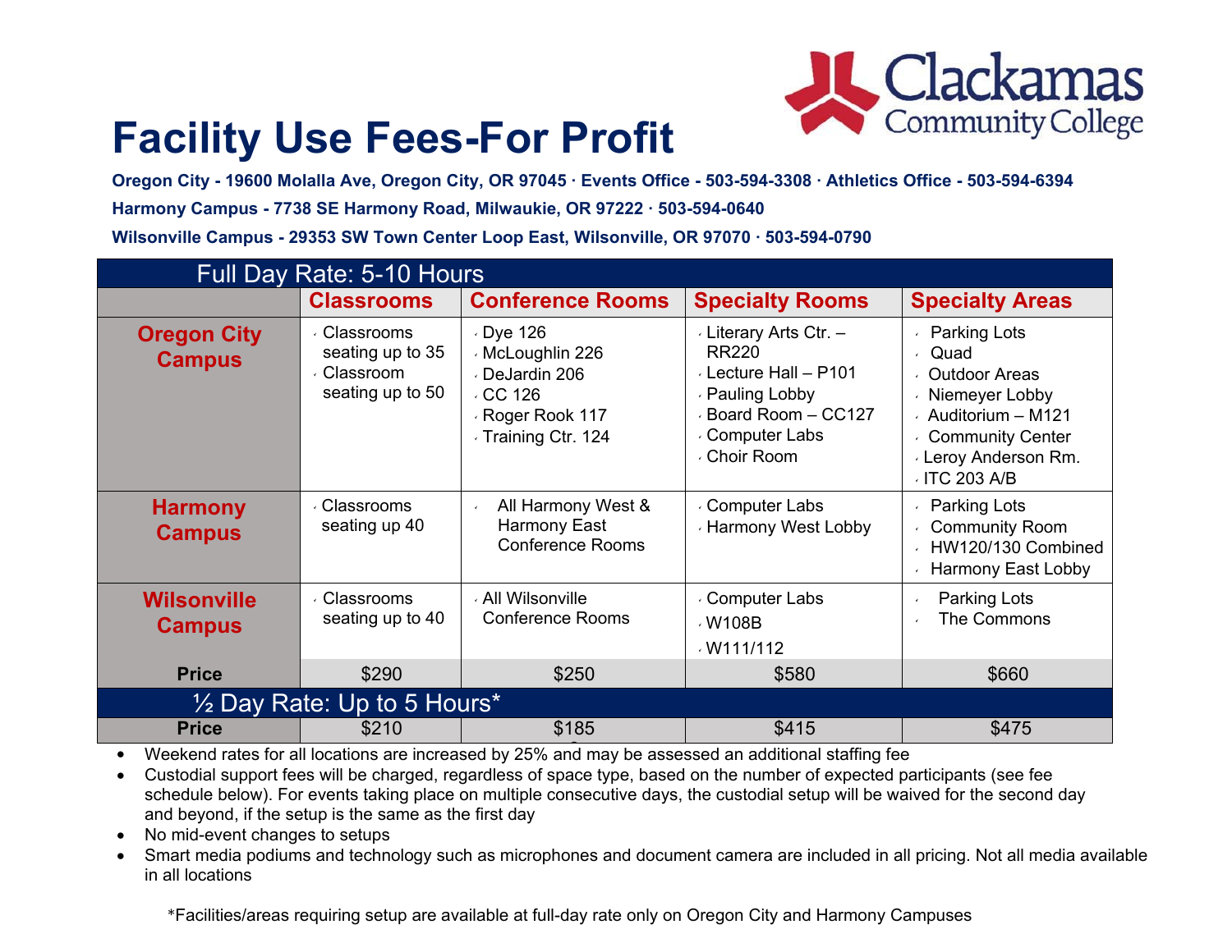# Facility Use Fees-For Profit

**Oregon City - 19600 Molalla Ave, Oregon City, OR 97045 · Events Office - 503-594-3308 · Athletics Office - 503-594-6394**

**Harmony Campus - 7738 SE Harmony Road, Milwaukie, OR 97222 · 503-594-0640**

**Wilsonville Campus - 29353 SW Town Center Loop East, Wilsonville, OR 97070 · 503-594-0790**

| Full Day Rate: 5-10 Hours | | | | |
|---|---|---|---|---|
| | **Classrooms** | **Conference Rooms** | **Specialty Rooms** | **Specialty Areas** |
| **Oregon City Campus** | Classrooms seating up to 35<br>Classroom seating up to 50 | Dye 126<br>McLoughlin 226<br>DeJardin 206<br>CC 126<br>Roger Rook 117<br>Training Ctr. 124 | Literary Arts Ctr. – RR220<br>Lecture Hall – P101<br>Pauling Lobby<br>Board Room – CC127<br>Computer Labs<br>Choir Room | Parking Lots<br>Quad<br>Outdoor Areas<br>Niemeyer Lobby<br>Auditorium – M121<br>Community Center<br>Leroy Anderson Rm.<br>ITC 203 A/B |
| **Harmony Campus** | Classrooms seating up 40 | All Harmony West & Harmony East Conference Rooms | Computer Labs<br>Harmony West Lobby | Parking Lots<br>Community Room<br>HW120/130 Combined<br>Harmony East Lobby |
| **Wilsonville Campus** | Classrooms seating up to 40 | All Wilsonville Conference Rooms | Computer Labs<br>W108B<br>W111/112 | Parking Lots<br>The Commons |
| **Price** | $290 | $250 | $580 | $660 |
| ½ Day Rate: Up to 5 Hours* | | | | |
| **Price** | $210 | $185 | $415 | $475 |

- Weekend rates for all locations are increased by 25% and may be assessed an additional staffing fee
- Custodial support fees will be charged, regardless of space type, based on the number of expected participants (see fee schedule below). For events taking place on multiple consecutive days, the custodial setup will be waived for the second day and beyond, if the setup is the same as the first day
- No mid-event changes to setups
- Smart media podiums and technology such as microphones and document camera are included in all pricing. Not all media available in all locations

*Facilities/areas requiring setup are available at full-day rate only on Oregon City and Harmony Campuses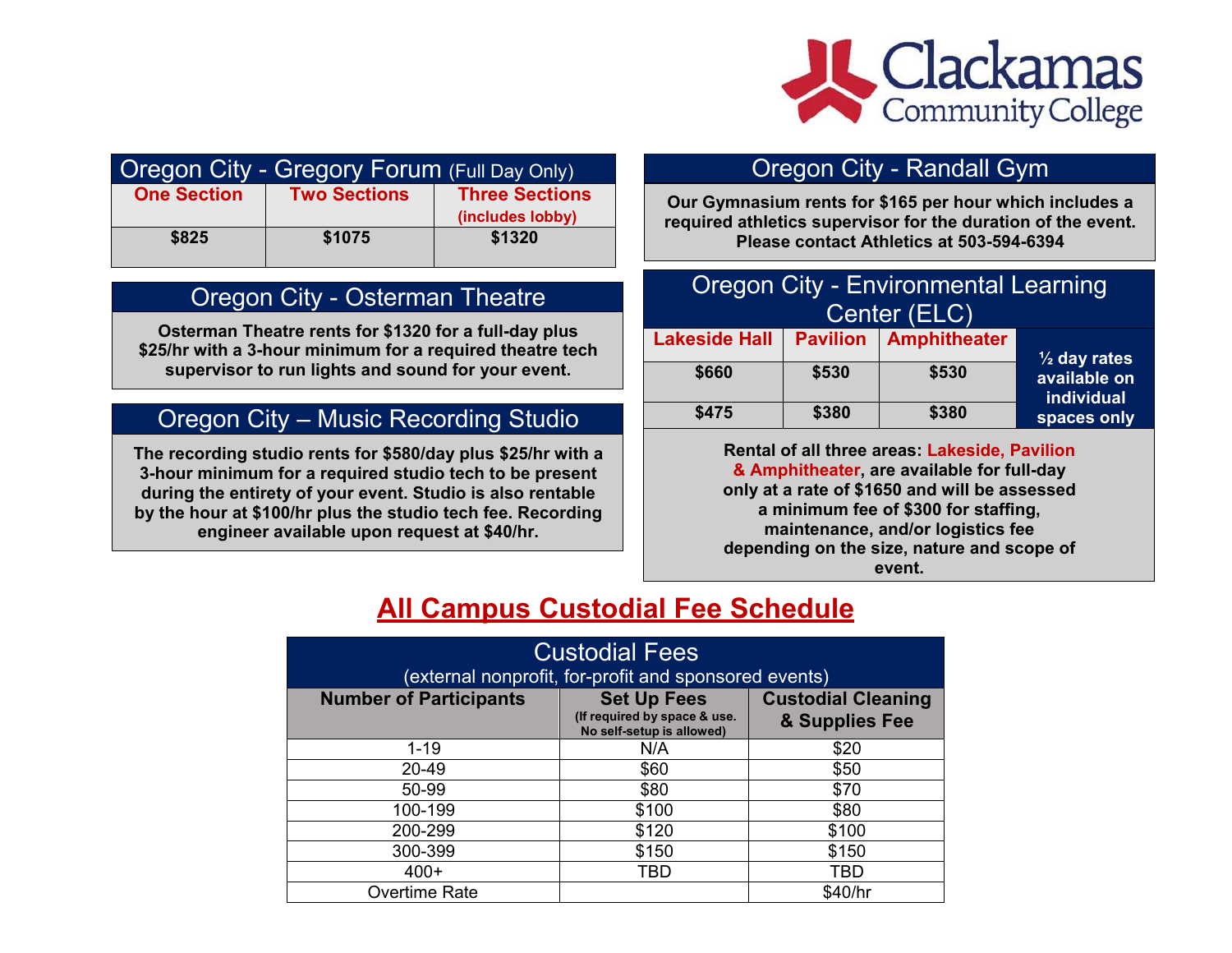## Oregon City - Gregory Forum (Full Day Only)

| One Section | Two Sections | Three Sections (includes lobby) |
|---|---|---|
| $825 | $1075 | $1320 |

## Oregon City - Osterman Theatre

**Osterman Theatre rents for $1320 for a full-day plus $25/hr with a 3-hour minimum for a required theatre tech supervisor to run lights and sound for your event.**

## Oregon City – Music Recording Studio

**The recording studio rents for $580/day plus $25/hr with a 3-hour minimum for a required studio tech to be present during the entirety of your event. Studio is also rentable by the hour at $100/hr plus the studio tech fee. Recording engineer available upon request at $40/hr.**

## Oregon City - Randall Gym

**Our Gymnasium rents for $165 per hour which includes a required athletics supervisor for the duration of the event. Please contact Athletics at 503-594-6394**

## Oregon City - Environmental Learning Center (ELC)

| Lakeside Hall | Pavilion | Amphitheater | |
|---|---|---|---|
| $660 | $530 | $530 | ½ day rates available on individual spaces only |
| $475 | $380 | $380 | |

**Rental of all three areas: Lakeside, Pavilion & Amphitheater, are available for full-day only at a rate of $1650 and will be assessed a minimum fee of $300 for staffing, maintenance, and/or logistics fee depending on the size, nature and scope of event.**

## All Campus Custodial Fee Schedule

**Custodial Fees**
(external nonprofit, for-profit and sponsored events)

| Number of Participants | Set Up Fees (If required by space & use. No self-setup is allowed) | Custodial Cleaning & Supplies Fee |
|---|---|---|
| 1-19 | N/A | $20 |
| 20-49 | $60 | $50 |
| 50-99 | $80 | $70 |
| 100-199 | $100 | $80 |
| 200-299 | $120 | $100 |
| 300-399 | $150 | $150 |
| 400+ | TBD | TBD |
| Overtime Rate | | $40/hr |